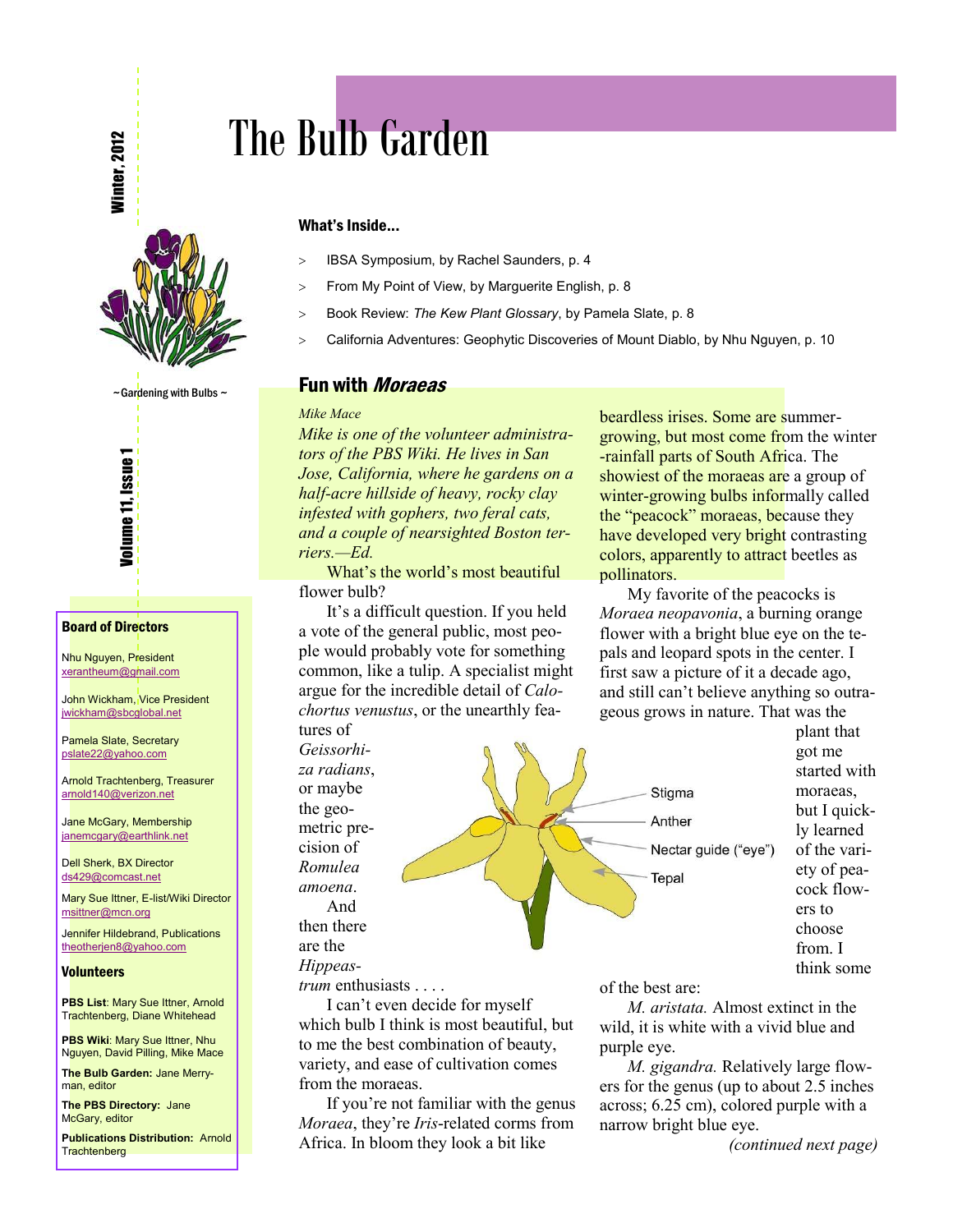# The Bulb Garden

Winter, 2012

~ Gardening with Bulbs ~

Volume 11, Issue 1

### What's Inside...

- IBSA Symposium, by Rachel Saunders, p. 4
- From My Point of View, by Marguerite English, p. 8
- Book Review: *The Kew Plant Glossary*, by Pamela Slate, p. 8
- California Adventures: Geophytic Discoveries of Mount Diablo, by Nhu Nguyen, p. 10

### Board of Directors

Nhu Nguyen, President
xerantheum@gmail.com

John Wickham, Vice President
jwickham@sbcglobal.net

Pamela Slate, Secretary
pslate22@yahoo.com

Arnold Trachtenberg, Treasurer
arnold140@verizon.net

Jane McGary, Membership
janemcgary@earthlink.net

Dell Sherk, BX Director
ds429@comcast.net

Mary Sue Ittner, E-list/Wiki Director
msittner@mcn.org

Jennifer Hildebrand, Publications
theotherjen8@yahoo.com

### Volunteers

**PBS List**: Mary Sue Ittner, Arnold Trachtenberg, Diane Whitehead

**PBS Wiki**: Mary Sue Ittner, Nhu Nguyen, David Pilling, Mike Mace

**The Bulb Garden:** Jane Merryman, editor

**The PBS Directory:** Jane McGary, editor

**Publications Distribution:** Arnold Trachtenberg

## Fun with *Moraeas*

*Mike Mace*

*Mike is one of the volunteer administrators of the PBS Wiki. He lives in San Jose, California, where he gardens on a half-acre hillside of heavy, rocky clay infested with gophers, two feral cats, and a couple of nearsighted Boston terriers.—Ed.*

What's the world's most beautiful flower bulb?

It's a difficult question. If you held a vote of the general public, most people would probably vote for something common, like a tulip. A specialist might argue for the incredible detail of *Calochortus venustus*, or the unearthly features of *Geissorhiza radians*, or maybe the geometric precision of *Romulea amoena*. And then there are the *Hippeastrum* enthusiasts . . . .

I can't even decide for myself which bulb I think is most beautiful, but to me the best combination of beauty, variety, and ease of cultivation comes from the moraeas.

If you're not familiar with the genus *Moraea*, they're *Iris*-related corms from Africa. In bloom they look a bit like beardless irises. Some are summer-growing, but most come from the winter-rainfall parts of South Africa. The showiest of the moraeas are a group of winter-growing bulbs informally called the "peacock" moraeas, because they have developed very bright contrasting colors, apparently to attract beetles as pollinators.

Stigma
Anther
Nectar guide ("eye")
Tepal

My favorite of the peacocks is *Moraea neopavonia*, a burning orange flower with a bright blue eye on the tepals and leopard spots in the center. I first saw a picture of it a decade ago, and still can't believe anything so outrageous grows in nature. That was the plant that got me started with moraeas, but I quickly learned of the variety of peacock flowers to choose from. I think some of the best are:

*M. aristata.* Almost extinct in the wild, it is white with a vivid blue and purple eye.

*M. gigandra.* Relatively large flowers for the genus (up to about 2.5 inches across; 6.25 cm), colored purple with a narrow bright blue eye.

*(continued next page)*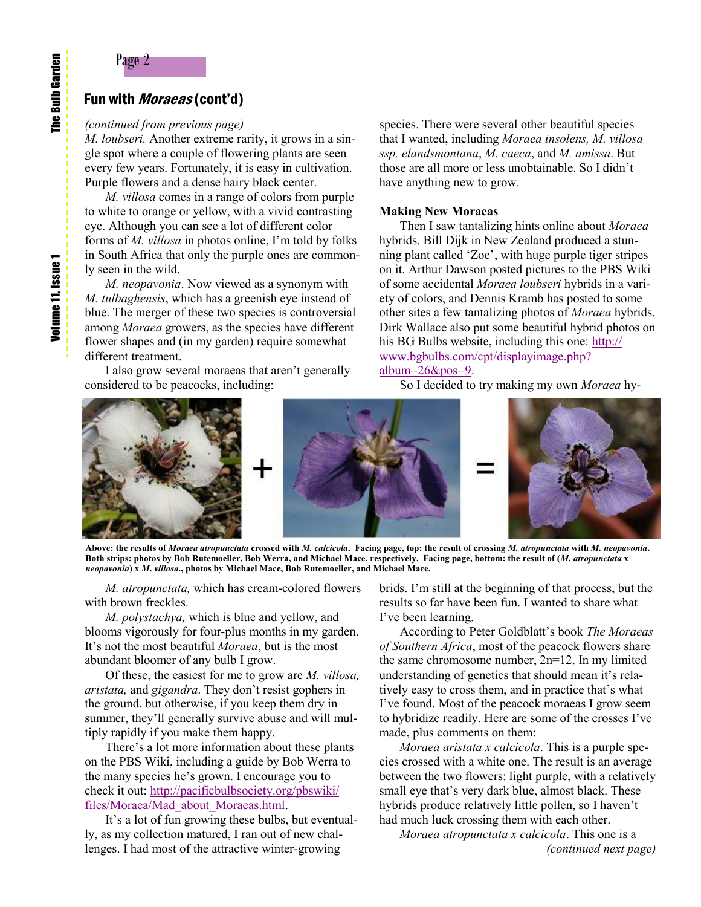## Fun with *Moraeas* (cont'd)

*(continued from previous page)*

*M. loubseri.* Another extreme rarity, it grows in a single spot where a couple of flowering plants are seen every few years. Fortunately, it is easy in cultivation. Purple flowers and a dense hairy black center.

*M. villosa* comes in a range of colors from purple to white to orange or yellow, with a vivid contrasting eye. Although you can see a lot of different color forms of *M. villosa* in photos online, I'm told by folks in South Africa that only the purple ones are commonly seen in the wild.

*M. neopavonia*. Now viewed as a synonym with *M. tulbaghensis*, which has a greenish eye instead of blue. The merger of these two species is controversial among *Moraea* growers, as the species have different flower shapes and (in my garden) require somewhat different treatment.

I also grow several moraeas that aren't generally considered to be peacocks, including:

*M. atropunctata,* which has cream-colored flowers with brown freckles.

*M. polystachya,* which is blue and yellow, and blooms vigorously for four-plus months in my garden. It's not the most beautiful *Moraea*, but is the most abundant bloomer of any bulb I grow.

Of these, the easiest for me to grow are *M. villosa, aristata,* and *gigandra*. They don't resist gophers in the ground, but otherwise, if you keep them dry in summer, they'll generally survive abuse and will multiply rapidly if you make them happy.

There's a lot more information about these plants on the PBS Wiki, including a guide by Bob Werra to the many species he's grown. I encourage you to check it out: http://pacificbulbsociety.org/pbswiki/files/Moraea/Mad_about_Moraeas.html.

It's a lot of fun growing these bulbs, but eventually, as my collection matured, I ran out of new challenges. I had most of the attractive winter-growing species. There were several other beautiful species that I wanted, including *Moraea insolens, M. villosa ssp. elandsmontana*, *M. caeca*, and *M. amissa*. But those are all more or less unobtainable. So I didn't have anything new to grow.

**Making New Moraeas**

Then I saw tantalizing hints online about *Moraea* hybrids. Bill Dijk in New Zealand produced a stunning plant called 'Zoe', with huge purple tiger stripes on it. Arthur Dawson posted pictures to the PBS Wiki of some accidental *Moraea loubseri* hybrids in a variety of colors, and Dennis Kramb has posted to some other sites a few tantalizing photos of *Moraea* hybrids. Dirk Wallace also put some beautiful hybrid photos on his BG Bulbs website, including this one: http://www.bgbulbs.com/cpt/displayimage.php?album=26&pos=9.

So I decided to try making my own *Moraea* hybrids. I'm still at the beginning of that process, but the results so far have been fun. I wanted to share what I've been learning.

**Above: the results of *Moraea atropunctata* crossed with *M. calcicola*. Facing page, top: the result of crossing *M. atropunctata* with *M. neopavonia*. Both strips: photos by Bob Rutemoeller, Bob Werra, and Michael Mace, respectively. Facing page, bottom: the result of (*M. atropunctata* x *neopavonia*) x *M. villosa*., photos by Michael Mace, Bob Rutemoeller, and Michael Mace.**

According to Peter Goldblatt's book *The Moraeas of Southern Africa*, most of the peacock flowers share the same chromosome number, 2n=12. In my limited understanding of genetics that should mean it's relatively easy to cross them, and in practice that's what I've found. Most of the peacock moraeas I grow seem to hybridize readily. Here are some of the crosses I've made, plus comments on them:

*Moraea aristata x calcicola*. This is a purple species crossed with a white one. The result is an average between the two flowers: light purple, with a relatively small eye that's very dark blue, almost black. These hybrids produce relatively little pollen, so I haven't had much luck crossing them with each other.

*Moraea atropunctata x calcicola*. This one is a

*(continued next page)*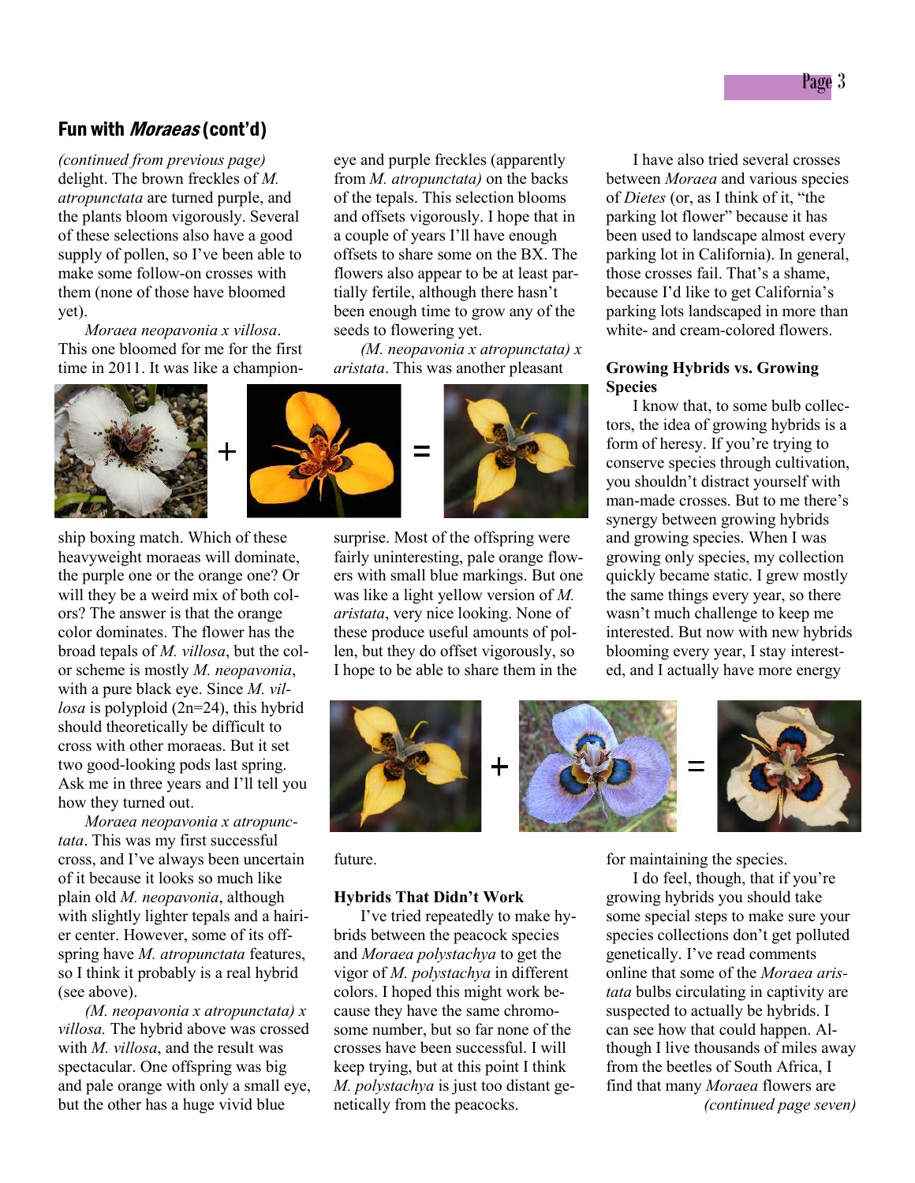## Fun with *Moraeas* (cont'd)

*(continued from previous page)* delight. The brown freckles of *M. atropunctata* are turned purple, and the plants bloom vigorously. Several of these selections also have a good supply of pollen, so I've been able to make some follow-on crosses with them (none of those have bloomed yet).

*Moraea neopavonia x villosa*. This one bloomed for me for the first time in 2011. It was like a championship boxing match. Which of these heavyweight moraeas will dominate, the purple one or the orange one? Or will they be a weird mix of both colors? The answer is that the orange color dominates. The flower has the broad tepals of *M. villosa*, but the color scheme is mostly *M. neopavonia*, with a pure black eye. Since *M. villosa* is polyploid (2n=24), this hybrid should theoretically be difficult to cross with other moraeas. But it set two good-looking pods last spring. Ask me in three years and I'll tell you how they turned out.

*Moraea neopavonia x atropunctata*. This was my first successful cross, and I've always been uncertain of it because it looks so much like plain old *M. neopavonia*, although with slightly lighter tepals and a hairier center. However, some of its offspring have *M. atropunctata* features, so I think it probably is a real hybrid (see above).

*(M. neopavonia x atropunctata) x villosa.* The hybrid above was crossed with *M. villosa*, and the result was spectacular. One offspring was big and pale orange with only a small eye, but the other has a huge vivid blue eye and purple freckles (apparently from *M. atropunctata)* on the backs of the tepals. This selection blooms and offsets vigorously. I hope that in a couple of years I'll have enough offsets to share some on the BX. The flowers also appear to be at least partially fertile, although there hasn't been enough time to grow any of the seeds to flowering yet.

*(M. neopavonia x atropunctata) x aristata*. This was another pleasant surprise. Most of the offspring were fairly uninteresting, pale orange flowers with small blue markings. But one was like a light yellow version of *M. aristata*, very nice looking. None of these produce useful amounts of pollen, but they do offset vigorously, so I hope to be able to share them in the future.

### Hybrids That Didn't Work

I've tried repeatedly to make hybrids between the peacock species and *Moraea polystachya* to get the vigor of *M. polystachya* in different colors. I hoped this might work because they have the same chromosome number, but so far none of the crosses have been successful. I will keep trying, but at this point I think *M. polystachya* is just too distant genetically from the peacocks.

I have also tried several crosses between *Moraea* and various species of *Dietes* (or, as I think of it, "the parking lot flower" because it has been used to landscape almost every parking lot in California). In general, those crosses fail. That's a shame, because I'd like to get California's parking lots landscaped in more than white- and cream-colored flowers.

### Growing Hybrids vs. Growing Species

I know that, to some bulb collectors, the idea of growing hybrids is a form of heresy. If you're trying to conserve species through cultivation, you shouldn't distract yourself with man-made crosses. But to me there's synergy between growing hybrids and growing species. When I was growing only species, my collection quickly became static. I grew mostly the same things every year, so there wasn't much challenge to keep me interested. But now with new hybrids blooming every year, I stay interested, and I actually have more energy for maintaining the species.

I do feel, though, that if you're growing hybrids you should take some special steps to make sure your species collections don't get polluted genetically. I've read comments online that some of the *Moraea aristata* bulbs circulating in captivity are suspected to actually be hybrids. I can see how that could happen. Although I live thousands of miles away from the beetles of South Africa, I find that many *Moraea* flowers are

*(continued page seven)*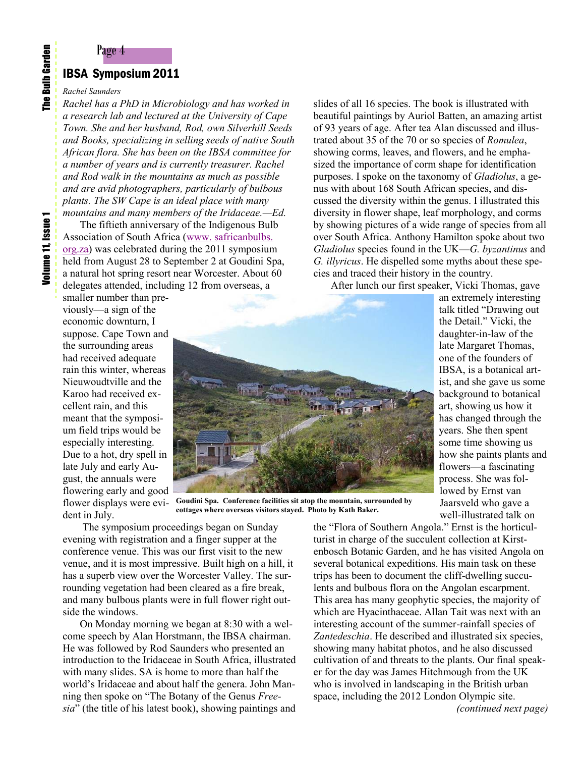## IBSA Symposium 2011

*Rachel Saunders*

*Rachel has a PhD in Microbiology and has worked in a research lab and lectured at the University of Cape Town. She and her husband, Rod, own Silverhill Seeds and Books, specializing in selling seeds of native South African flora. She has been on the IBSA committee for a number of years and is currently treasurer. Rachel and Rod walk in the mountains as much as possible and are avid photographers, particularly of bulbous plants. The SW Cape is an ideal place with many mountains and many members of the Iridaceae.—Ed.*

The fiftieth anniversary of the Indigenous Bulb Association of South Africa (www. safricanbulbs. org.za) was celebrated during the 2011 symposium held from August 28 to September 2 at Goudini Spa, a natural hot spring resort near Worcester. About 60 delegates attended, including 12 from overseas, a smaller number than previously—a sign of the economic downturn, I suppose. Cape Town and the surrounding areas had received adequate rain this winter, whereas Nieuwoudtville and the Karoo had received excellent rain, and this meant that the symposium field trips would be especially interesting. Due to a hot, dry spell in late July and early August, the annuals were flowering early and good flower displays were evident in July.

**Goudini Spa. Conference facilities sit atop the mountain, surrounded by cottages where overseas visitors stayed. Photo by Kath Baker.**

The symposium proceedings began on Sunday evening with registration and a finger supper at the conference venue. This was our first visit to the new venue, and it is most impressive. Built high on a hill, it has a superb view over the Worcester Valley. The surrounding vegetation had been cleared as a fire break, and many bulbous plants were in full flower right outside the windows.

On Monday morning we began at 8:30 with a welcome speech by Alan Horstmann, the IBSA chairman. He was followed by Rod Saunders who presented an introduction to the Iridaceae in South Africa, illustrated with many slides. SA is home to more than half the world's Iridaceae and about half the genera. John Manning then spoke on "The Botany of the Genus *Freesia*" (the title of his latest book), showing paintings and slides of all 16 species. The book is illustrated with beautiful paintings by Auriol Batten, an amazing artist of 93 years of age. After tea Alan discussed and illustrated about 35 of the 70 or so species of *Romulea*, showing corms, leaves, and flowers, and he emphasized the importance of corm shape for identification purposes. I spoke on the taxonomy of *Gladiolus*, a genus with about 168 South African species, and discussed the diversity within the genus. I illustrated this diversity in flower shape, leaf morphology, and corms by showing pictures of a wide range of species from all over South Africa. Anthony Hamilton spoke about two *Gladiolus* species found in the UK—*G. byzantinus* and *G. illyricus*. He dispelled some myths about these species and traced their history in the country.

After lunch our first speaker, Vicki Thomas, gave an extremely interesting talk titled "Drawing out the Detail." Vicki, the daughter-in-law of the late Margaret Thomas, one of the founders of IBSA, is a botanical artist, and she gave us some background to botanical art, showing us how it has changed through the years. She then spent some time showing us how she paints plants and flowers—a fascinating process. She was followed by Ernst van Jaarsveld who gave a well-illustrated talk on the "Flora of Southern Angola." Ernst is the horticulturist in charge of the succulent collection at Kirstenbosch Botanic Garden, and he has visited Angola on several botanical expeditions. His main task on these trips has been to document the cliff-dwelling succulents and bulbous flora on the Angolan escarpment. This area has many geophytic species, the majority of which are Hyacinthaceae. Allan Tait was next with an interesting account of the summer-rainfall species of *Zantedeschia*. He described and illustrated six species, showing many habitat photos, and he also discussed cultivation of and threats to the plants. Our final speaker for the day was James Hitchmough from the UK who is involved in landscaping in the British urban space, including the 2012 London Olympic site.

*(continued next page)*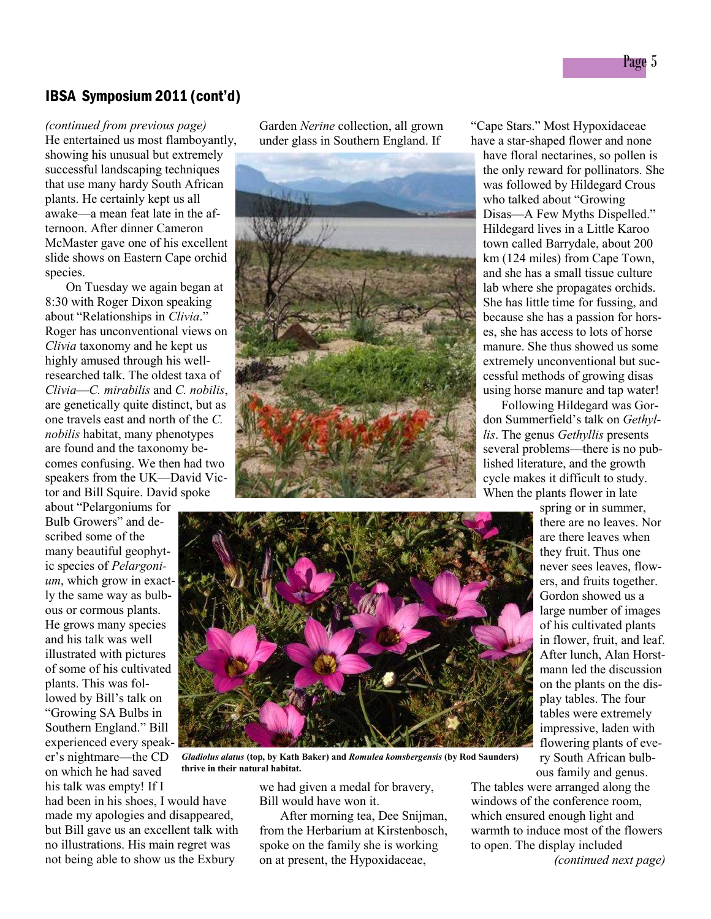## IBSA Symposium 2011 (cont'd)

*(continued from previous page)*
He entertained us most flamboyantly, showing his unusual but extremely successful landscaping techniques that use many hardy South African plants. He certainly kept us all awake—a mean feat late in the afternoon. After dinner Cameron McMaster gave one of his excellent slide shows on Eastern Cape orchid species.

On Tuesday we again began at 8:30 with Roger Dixon speaking about "Relationships in *Clivia*." Roger has unconventional views on *Clivia* taxonomy and he kept us highly amused through his well-researched talk. The oldest taxa of *Clivia*—*C. mirabilis* and *C. nobilis*, are genetically quite distinct, but as one travels east and north of the *C. nobilis* habitat, many phenotypes are found and the taxonomy becomes confusing. We then had two speakers from the UK—David Victor and Bill Squire. David spoke about "Pelargoniums for Bulb Growers" and described some of the many beautiful geophytic species of *Pelargonium*, which grow in exactly the same way as bulbous or cormous plants. He grows many species and his talk was well illustrated with pictures of some of his cultivated plants. This was followed by Bill's talk on "Growing SA Bulbs in Southern England." Bill experienced every speaker's nightmare—the CD on which he had saved his talk was empty! If I had been in his shoes, I would have made my apologies and disappeared, but Bill gave us an excellent talk with no illustrations. His main regret was not being able to show us the Exbury Garden *Nerine* collection, all grown under glass in Southern England. If we had given a medal for bravery, Bill would have won it.

After morning tea, Dee Snijman, from the Herbarium at Kirstenbosch, spoke on the family she is working on at present, the Hypoxidaceae, "Cape Stars." Most Hypoxidaceae have a star-shaped flower and none have floral nectarines, so pollen is the only reward for pollinators. She was followed by Hildegard Crous who talked about "Growing Disas—A Few Myths Dispelled." Hildegard lives in a Little Karoo town called Barrydale, about 200 km (124 miles) from Cape Town, and she has a small tissue culture lab where she propagates orchids. She has little time for fussing, and because she has a passion for horses, she has access to lots of horse manure. She thus showed us some extremely unconventional but successful methods of growing disas using horse manure and tap water!

Following Hildegard was Gordon Summerfield's talk on *Gethyllis*. The genus *Gethyllis* presents several problems—there is no published literature, and the growth cycle makes it difficult to study. When the plants flower in late spring or in summer, there are no leaves. Nor are there leaves when they fruit. Thus one never sees leaves, flowers, and fruits together. Gordon showed us a large number of images of his cultivated plants in flower, fruit, and leaf. After lunch, Alan Horstmann led the discussion on the plants on the display tables. The four tables were extremely impressive, laden with flowering plants of every South African bulbous family and genus. The tables were arranged along the windows of the conference room, which ensured enough light and warmth to induce most of the flowers to open. The display included

*(continued next page)*

***Gladiolus alatus*** **(top, by Kath Baker) and** ***Romulea komsbergensis*** **(by Rod Saunders) thrive in their natural habitat.**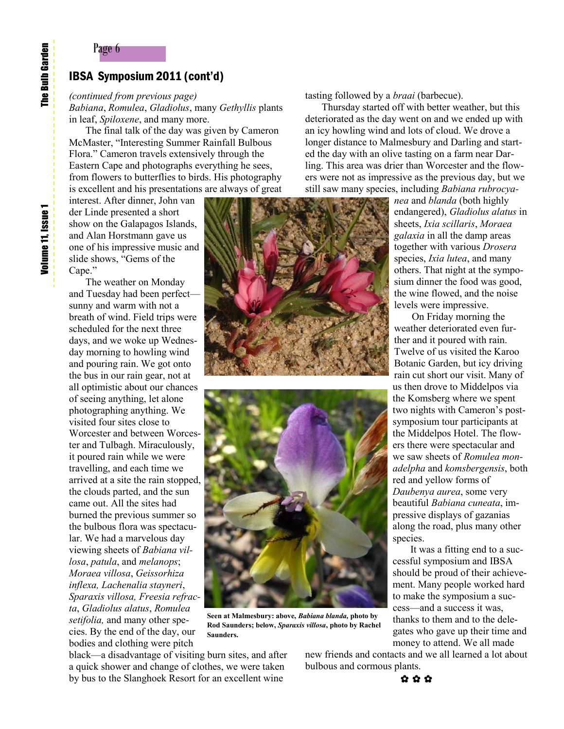## IBSA Symposium 2011 (cont'd)

*(continued from previous page)*
*Babiana*, *Romulea*, *Gladiolus*, many *Gethyllis* plants in leaf, *Spiloxene*, and many more.

The final talk of the day was given by Cameron McMaster, "Interesting Summer Rainfall Bulbous Flora." Cameron travels extensively through the Eastern Cape and photographs everything he sees, from flowers to butterflies to birds. His photography is excellent and his presentations are always of great interest. After dinner, John van der Linde presented a short show on the Galapagos Islands, and Alan Horstmann gave us one of his impressive music and slide shows, "Gems of the Cape."

The weather on Monday and Tuesday had been perfect—sunny and warm with not a breath of wind. Field trips were scheduled for the next three days, and we woke up Wednesday morning to howling wind and pouring rain. We got onto the bus in our rain gear, not at all optimistic about our chances of seeing anything, let alone photographing anything. We visited four sites close to Worcester and between Worcester and Tulbagh. Miraculously, it poured rain while we were travelling, and each time we arrived at a site the rain stopped, the clouds parted, and the sun came out. All the sites had burned the previous summer so the bulbous flora was spectacular. We had a marvelous day viewing sheets of *Babiana villosa*, *patula*, and *melanops*; *Moraea villosa*, *Geissorhiza inflexa, Lachenalia stayneri*, *Sparaxis villosa, Freesia refracta*, *Gladiolus alatus*, *Romulea setifolia,* and many other species. By the end of the day, our bodies and clothing were pitch black—a disadvantage of visiting burn sites, and after a quick shower and change of clothes, we were taken by bus to the Slanghoek Resort for an excellent wine tasting followed by a *braai* (barbecue).

Thursday started off with better weather, but this deteriorated as the day went on and we ended up with an icy howling wind and lots of cloud. We drove a longer distance to Malmesbury and Darling and started the day with an olive tasting on a farm near Darling. This area was drier than Worcester and the flowers were not as impressive as the previous day, but we still saw many species, including *Babiana rubrocyanea* and *blanda* (both highly endangered), *Gladiolus alatus* in sheets, *Ixia scillaris*, *Moraea galaxia* in all the damp areas together with various *Drosera* species, *Ixia lutea*, and many others. That night at the symposium dinner the food was good, the wine flowed, and the noise levels were impressive.

**Seen at Malmesbury: above, *Babiana blanda*, photo by Rod Saunders; below, *Sparaxis villosa*, photo by Rachel Saunders.**

On Friday morning the weather deteriorated even further and it poured with rain. Twelve of us visited the Karoo Botanic Garden, but icy driving rain cut short our visit. Many of us then drove to Middelpos via the Komsberg where we spent two nights with Cameron's post-symposium tour participants at the Middelpos Hotel. The flowers there were spectacular and we saw sheets of *Romulea monadelpha* and *komsbergensis*, both red and yellow forms of *Daubenya aurea*, some very beautiful *Babiana cuneata*, impressive displays of gazanias along the road, plus many other species.

It was a fitting end to a successful symposium and IBSA should be proud of their achievement. Many people worked hard to make the symposium a success—and a success it was, thanks to them and to the delegates who gave up their time and money to attend. We all made new friends and contacts and we all learned a lot about bulbous and cormous plants.

✿ ✿ ✿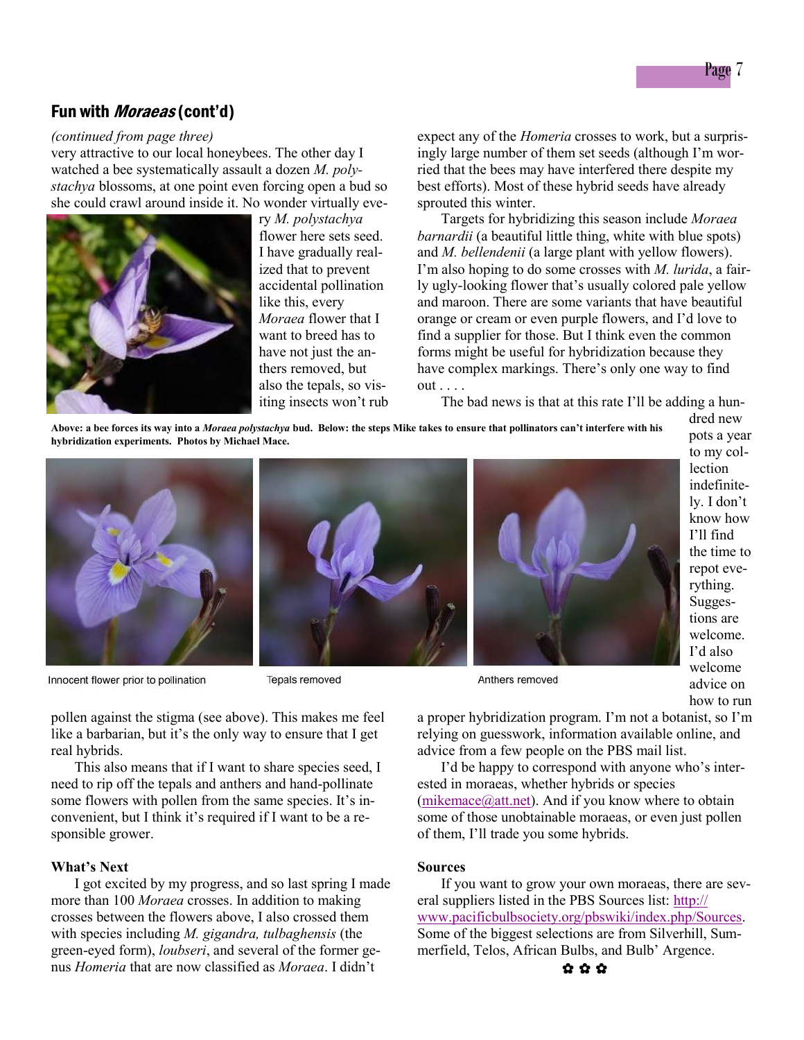## Fun with *Moraeas* (cont'd)

*(continued from page three)*

very attractive to our local honeybees. The other day I watched a bee systematically assault a dozen *M. polystachya* blossoms, at one point even forcing open a bud so she could crawl around inside it. No wonder virtually every *M. polystachya* flower here sets seed. I have gradually realized that to prevent accidental pollination like this, every *Moraea* flower that I want to breed has to have not just the anthers removed, but also the tepals, so visiting insects won't rub pollen against the stigma (see above). This makes me feel like a barbarian, but it's the only way to ensure that I get real hybrids.

**Above: a bee forces its way into a *Moraea polystachya* bud. Below: the steps Mike takes to ensure that pollinators can't interfere with his hybridization experiments. Photos by Michael Mace.**

Innocent flower prior to pollination

Tepals removed

Anthers removed

This also means that if I want to share species seed, I need to rip off the tepals and anthers and hand-pollinate some flowers with pollen from the same species. It's inconvenient, but I think it's required if I want to be a responsible grower.

**What's Next**

I got excited by my progress, and so last spring I made more than 100 *Moraea* crosses. In addition to making crosses between the flowers above, I also crossed them with species including *M. gigandra, tulbaghensis* (the green-eyed form), *loubseri*, and several of the former genus *Homeria* that are now classified as *Moraea*. I didn't expect any of the *Homeria* crosses to work, but a surprisingly large number of them set seeds (although I'm worried that the bees may have interfered there despite my best efforts). Most of these hybrid seeds have already sprouted this winter.

Targets for hybridizing this season include *Moraea barnardii* (a beautiful little thing, white with blue spots) and *M. bellendenii* (a large plant with yellow flowers). I'm also hoping to do some crosses with *M. lurida*, a fairly ugly-looking flower that's usually colored pale yellow and maroon. There are some variants that have beautiful orange or cream or even purple flowers, and I'd love to find a supplier for those. But I think even the common forms might be useful for hybridization because they have complex markings. There's only one way to find out . . . .

The bad news is that at this rate I'll be adding a hundred new pots a year to my collection indefinitely. I don't know how I'll find the time to repot everything. Suggestions are welcome. I'd also welcome advice on how to run a proper hybridization program. I'm not a botanist, so I'm relying on guesswork, information available online, and advice from a few people on the PBS mail list.

I'd be happy to correspond with anyone who's interested in moraeas, whether hybrids or species (mikemace@att.net). And if you know where to obtain some of those unobtainable moraeas, or even just pollen of them, I'll trade you some hybrids.

**Sources**

If you want to grow your own moraeas, there are several suppliers listed in the PBS Sources list: http://www.pacificbulbsociety.org/pbswiki/index.php/Sources. Some of the biggest selections are from Silverhill, Summerfield, Telos, African Bulbs, and Bulb' Argence.

✿ ✿ ✿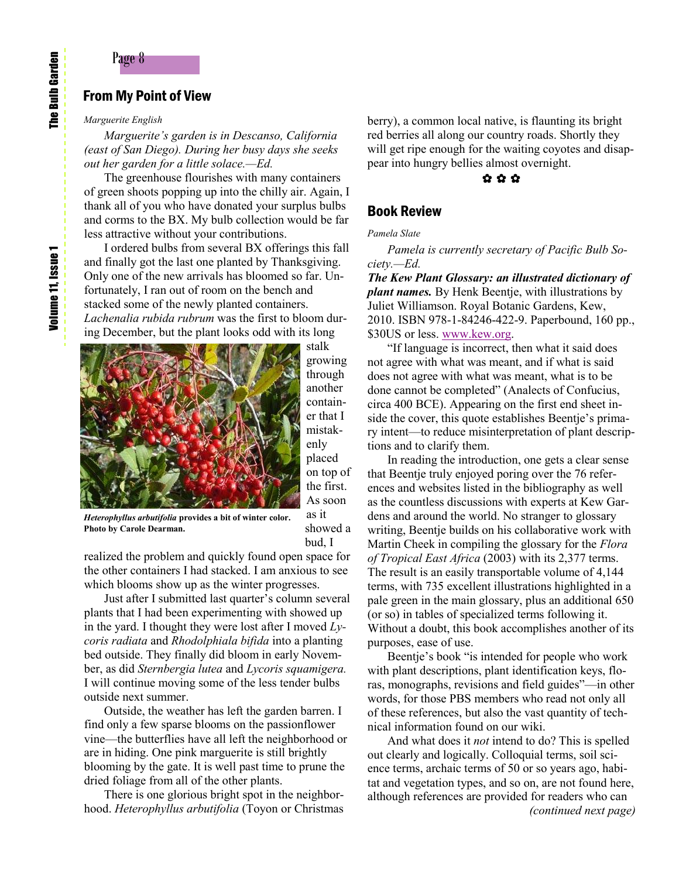## From My Point of View

*Marguerite English*

*Marguerite's garden is in Descanso, California (east of San Diego). During her busy days she seeks out her garden for a little solace.—Ed.*

The greenhouse flourishes with many containers of green shoots popping up into the chilly air. Again, I thank all of you who have donated your surplus bulbs and corms to the BX. My bulb collection would be far less attractive without your contributions.

I ordered bulbs from several BX offerings this fall and finally got the last one planted by Thanksgiving. Only one of the new arrivals has bloomed so far. Unfortunately, I ran out of room on the bench and stacked some of the newly planted containers. *Lachenalia rubida rubrum* was the first to bloom during December, but the plant looks odd with its long stalk growing through another container that I mistakenly placed on top of the first. As soon as it showed a bud, I realized the problem and quickly found open space for the other containers I had stacked. I am anxious to see which blooms show up as the winter progresses.

***Heterophyllus arbutifolia*** **provides a bit of winter color. Photo by Carole Dearman.**

Just after I submitted last quarter's column several plants that I had been experimenting with showed up in the yard. I thought they were lost after I moved *Lycoris radiata* and *Rhodolphiala bifida* into a planting bed outside. They finally did bloom in early November, as did *Sternbergia lutea* and *Lycoris squamigera.* I will continue moving some of the less tender bulbs outside next summer.

Outside, the weather has left the garden barren. I find only a few sparse blooms on the passionflower vine—the butterflies have all left the neighborhood or are in hiding. One pink marguerite is still brightly blooming by the gate. It is well past time to prune the dried foliage from all of the other plants.

There is one glorious bright spot in the neighborhood. *Heterophyllus arbutifolia* (Toyon or Christmas berry), a common local native, is flaunting its bright red berries all along our country roads. Shortly they will get ripe enough for the waiting coyotes and disappear into hungry bellies almost overnight.

✿ ✿ ✿

## Book Review

*Pamela Slate*

*Pamela is currently secretary of Pacific Bulb Society.—Ed.*

***The Kew Plant Glossary: an illustrated dictionary of plant names.*** By Henk Beentje, with illustrations by Juliet Williamson. Royal Botanic Gardens, Kew, 2010. ISBN 978-1-84246-422-9. Paperbound, 160 pp., $30US or less. www.kew.org.

"If language is incorrect, then what it said does not agree with what was meant, and if what is said does not agree with what was meant, what is to be done cannot be completed" (Analects of Confucius, circa 400 BCE). Appearing on the first end sheet inside the cover, this quote establishes Beentje's primary intent—to reduce misinterpretation of plant descriptions and to clarify them.

In reading the introduction, one gets a clear sense that Beentje truly enjoyed poring over the 76 references and websites listed in the bibliography as well as the countless discussions with experts at Kew Gardens and around the world. No stranger to glossary writing, Beentje builds on his collaborative work with Martin Cheek in compiling the glossary for the *Flora of Tropical East Africa* (2003) with its 2,377 terms. The result is an easily transportable volume of 4,144 terms, with 735 excellent illustrations highlighted in a pale green in the main glossary, plus an additional 650 (or so) in tables of specialized terms following it. Without a doubt, this book accomplishes another of its purposes, ease of use.

Beentje's book "is intended for people who work with plant descriptions, plant identification keys, floras, monographs, revisions and field guides"—in other words, for those PBS members who read not only all of these references, but also the vast quantity of technical information found on our wiki.

And what does it *not* intend to do? This is spelled out clearly and logically. Colloquial terms, soil science terms, archaic terms of 50 or so years ago, habitat and vegetation types, and so on, are not found here, although references are provided for readers who can

*(continued next page)*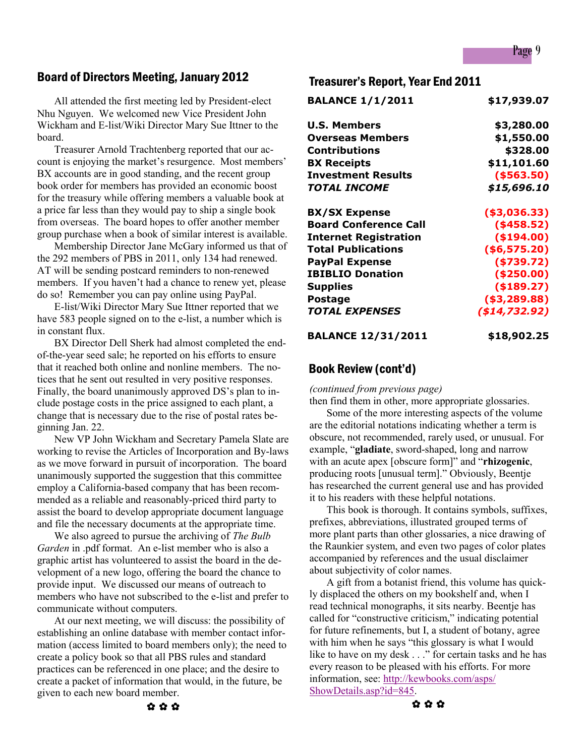## Board of Directors Meeting, January 2012

All attended the first meeting led by President-elect Nhu Nguyen. We welcomed new Vice President John Wickham and E-list/Wiki Director Mary Sue Ittner to the board.

Treasurer Arnold Trachtenberg reported that our account is enjoying the market's resurgence. Most members' BX accounts are in good standing, and the recent group book order for members has provided an economic boost for the treasury while offering members a valuable book at a price far less than they would pay to ship a single book from overseas. The board hopes to offer another member group purchase when a book of similar interest is available.

Membership Director Jane McGary informed us that of the 292 members of PBS in 2011, only 134 had renewed. AT will be sending postcard reminders to non-renewed members. If you haven't had a chance to renew yet, please do so! Remember you can pay online using PayPal.

E-list/Wiki Director Mary Sue Ittner reported that we have 583 people signed on to the e-list, a number which is in constant flux.

BX Director Dell Sherk had almost completed the end-of-the-year seed sale; he reported on his efforts to ensure that it reached both online and nonline members. The notices that he sent out resulted in very positive responses. Finally, the board unanimously approved DS's plan to include postage costs in the price assigned to each plant, a change that is necessary due to the rise of postal rates beginning Jan. 22.

New VP John Wickham and Secretary Pamela Slate are working to revise the Articles of Incorporation and By-laws as we move forward in pursuit of incorporation. The board unanimously supported the suggestion that this committee employ a California-based company that has been recommended as a reliable and reasonably-priced third party to assist the board to develop appropriate document language and file the necessary documents at the appropriate time.

We also agreed to pursue the archiving of *The Bulb Garden* in .pdf format. An e-list member who is also a graphic artist has volunteered to assist the board in the development of a new logo, offering the board the chance to provide input. We discussed our means of outreach to members who have not subscribed to the e-list and prefer to communicate without computers.

At our next meeting, we will discuss: the possibility of establishing an online database with member contact information (access limited to board members only); the need to create a policy book so that all PBS rules and standard practices can be referenced in one place; and the desire to create a packet of information that would, in the future, be given to each new board member.

✿ ✿ ✿

## Treasurer's Report, Year End 2011

| | |
|---|---|
| **BALANCE 1/1/2011** | **$17,939.07** |
| **U.S. Members** | **$3,280.00** |
| **Overseas Members** | **$1,550.00** |
| **Contributions** | **$328.00** |
| **BX Receipts** | **$11,101.60** |
| **Investment Results** | **($563.50)** |
| ***TOTAL INCOME*** | ***$15,696.10*** |
| **BX/SX Expense** | **($3,036.33)** |
| **Board Conference Call** | **($458.52)** |
| **Internet Registration** | **($194.00)** |
| **Total Publications** | **($6,575.20)** |
| **PayPal Expense** | **($739.72)** |
| **IBIBLIO Donation** | **($250.00)** |
| **Supplies** | **($189.27)** |
| **Postage** | **($3,289.88)** |
| ***TOTAL EXPENSES*** | ***($14,732.92)*** |
| **BALANCE 12/31/2011** | **$18,902.25** |

## Book Review (cont'd)

*(continued from previous page)*

then find them in other, more appropriate glossaries.

Some of the more interesting aspects of the volume are the editorial notations indicating whether a term is obscure, not recommended, rarely used, or unusual. For example, "**gladiate**, sword-shaped, long and narrow with an acute apex [obscure form]" and "**rhizogenic**, producing roots [unusual term]." Obviously, Beentje has researched the current general use and has provided it to his readers with these helpful notations.

This book is thorough. It contains symbols, suffixes, prefixes, abbreviations, illustrated grouped terms of more plant parts than other glossaries, a nice drawing of the Raunkier system, and even two pages of color plates accompanied by references and the usual disclaimer about subjectivity of color names.

A gift from a botanist friend, this volume has quickly displaced the others on my bookshelf and, when I read technical monographs, it sits nearby. Beentje has called for "constructive criticism," indicating potential for future refinements, but I, a student of botany, agree with him when he says "this glossary is what I would like to have on my desk . . ." for certain tasks and he has every reason to be pleased with his efforts. For more information, see: http://kewbooks.com/asps/ShowDetails.asp?id=845.

✿ ✿ ✿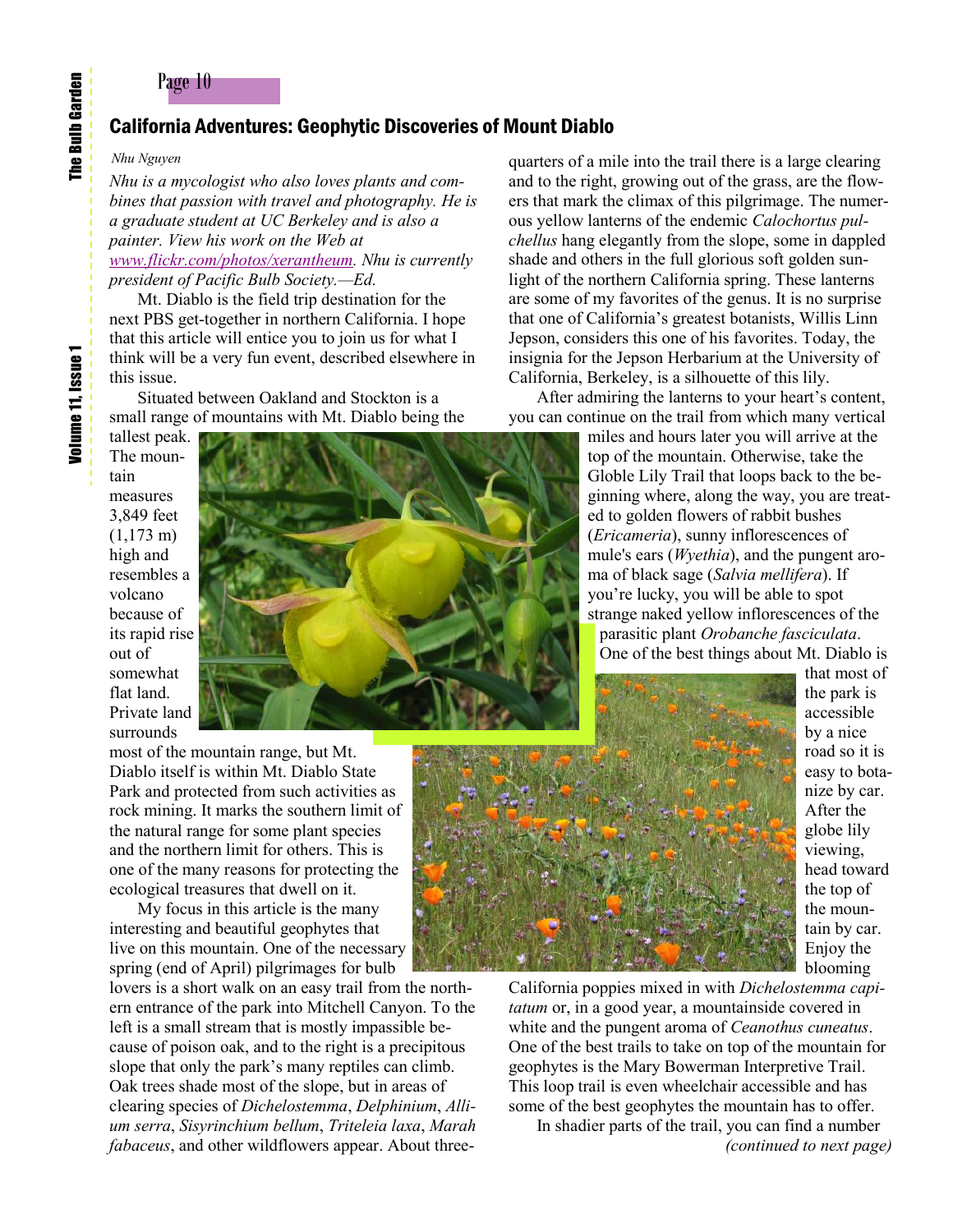## California Adventures: Geophytic Discoveries of Mount Diablo

*Nhu Nguyen*

*Nhu is a mycologist who also loves plants and combines that passion with travel and photography. He is a graduate student at UC Berkeley and is also a painter. View his work on the Web at [www.flickr.com/photos/xerantheum](http://www.flickr.com/photos/xerantheum). Nhu is currently president of Pacific Bulb Society.—Ed.*

Mt. Diablo is the field trip destination for the next PBS get-together in northern California. I hope that this article will entice you to join us for what I think will be a very fun event, described elsewhere in this issue.

Situated between Oakland and Stockton is a small range of mountains with Mt. Diablo being the tallest peak. The mountain measures 3,849 feet (1,173 m) high and resembles a volcano because of its rapid rise out of somewhat flat land. Private land surrounds most of the mountain range, but Mt. Diablo itself is within Mt. Diablo State Park and protected from such activities as rock mining. It marks the southern limit of the natural range for some plant species and the northern limit for others. This is one of the many reasons for protecting the ecological treasures that dwell on it.

My focus in this article is the many interesting and beautiful geophytes that live on this mountain. One of the necessary spring (end of April) pilgrimages for bulb lovers is a short walk on an easy trail from the northern entrance of the park into Mitchell Canyon. To the left is a small stream that is mostly impassible because of poison oak, and to the right is a precipitous slope that only the park's many reptiles can climb. Oak trees shade most of the slope, but in areas of clearing species of *Dichelostemma*, *Delphinium*, *Allium serra*, *Sisyrinchium bellum*, *Triteleia laxa*, *Marah fabaceus*, and other wildflowers appear. About three-quarters of a mile into the trail there is a large clearing and to the right, growing out of the grass, are the flowers that mark the climax of this pilgrimage. The numerous yellow lanterns of the endemic *Calochortus pulchellus* hang elegantly from the slope, some in dappled shade and others in the full glorious soft golden sunlight of the northern California spring. These lanterns are some of my favorites of the genus. It is no surprise that one of California's greatest botanists, Willis Linn Jepson, considers this one of his favorites. Today, the insignia for the Jepson Herbarium at the University of California, Berkeley, is a silhouette of this lily.

After admiring the lanterns to your heart's content, you can continue on the trail from which many vertical miles and hours later you will arrive at the top of the mountain. Otherwise, take the Globle Lily Trail that loops back to the beginning where, along the way, you are treated to golden flowers of rabbit bushes (*Ericameria*), sunny inflorescences of mule's ears (*Wyethia*), and the pungent aroma of black sage (*Salvia mellifera*). If you're lucky, you will be able to spot strange naked yellow inflorescences of the parasitic plant *Orobanche fasciculata*.

One of the best things about Mt. Diablo is that most of the park is accessible by a nice road so it is easy to botanize by car. After the globe lily viewing, head toward the top of the mountain by car. Enjoy the blooming California poppies mixed in with *Dichelostemma capitatum* or, in a good year, a mountainside covered in white and the pungent aroma of *Ceanothus cuneatus*. One of the best trails to take on top of the mountain for geophytes is the Mary Bowerman Interpretive Trail. This loop trail is even wheelchair accessible and has some of the best geophytes the mountain has to offer.

In shadier parts of the trail, you can find a number

*(continued to next page)*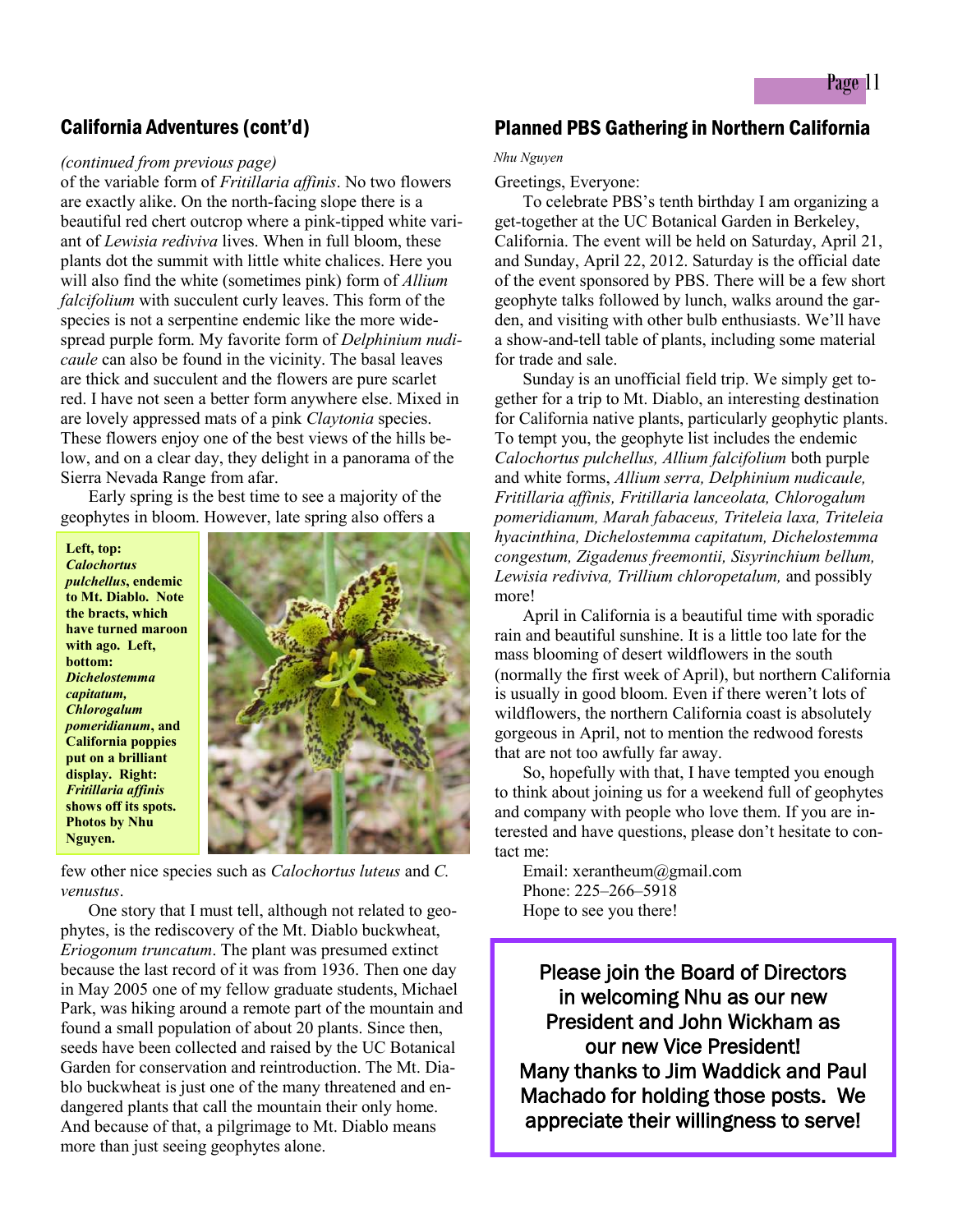## California Adventures (cont'd)

*(continued from previous page)*

of the variable form of *Fritillaria affinis*. No two flowers are exactly alike. On the north-facing slope there is a beautiful red chert outcrop where a pink-tipped white variant of *Lewisia rediviva* lives. When in full bloom, these plants dot the summit with little white chalices. Here you will also find the white (sometimes pink) form of *Allium falcifolium* with succulent curly leaves. This form of the species is not a serpentine endemic like the more widespread purple form. My favorite form of *Delphinium nudicaule* can also be found in the vicinity. The basal leaves are thick and succulent and the flowers are pure scarlet red. I have not seen a better form anywhere else. Mixed in are lovely appressed mats of a pink *Claytonia* species. These flowers enjoy one of the best views of the hills below, and on a clear day, they delight in a panorama of the Sierra Nevada Range from afar.

Early spring is the best time to see a majority of the geophytes in bloom. However, late spring also offers a few other nice species such as *Calochortus luteus* and *C. venustus*.

**Left, top: *Calochortus pulchellus*, endemic to Mt. Diablo. Note the bracts, which have turned maroon with ago. Left, bottom: *Dichelostemma capitatum*, *Chlorogalum pomeridianum*, and California poppies put on a brilliant display. Right: *Fritillaria affinis* shows off its spots. Photos by Nhu Nguyen.**

One story that I must tell, although not related to geophytes, is the rediscovery of the Mt. Diablo buckwheat, *Eriogonum truncatum*. The plant was presumed extinct because the last record of it was from 1936. Then one day in May 2005 one of my fellow graduate students, Michael Park, was hiking around a remote part of the mountain and found a small population of about 20 plants. Since then, seeds have been collected and raised by the UC Botanical Garden for conservation and reintroduction. The Mt. Diablo buckwheat is just one of the many threatened and endangered plants that call the mountain their only home. And because of that, a pilgrimage to Mt. Diablo means more than just seeing geophytes alone.

## Planned PBS Gathering in Northern California

*Nhu Nguyen*

Greetings, Everyone:

To celebrate PBS's tenth birthday I am organizing a get-together at the UC Botanical Garden in Berkeley, California. The event will be held on Saturday, April 21, and Sunday, April 22, 2012. Saturday is the official date of the event sponsored by PBS. There will be a few short geophyte talks followed by lunch, walks around the garden, and visiting with other bulb enthusiasts. We'll have a show-and-tell table of plants, including some material for trade and sale.

Sunday is an unofficial field trip. We simply get together for a trip to Mt. Diablo, an interesting destination for California native plants, particularly geophytic plants. To tempt you, the geophyte list includes the endemic *Calochortus pulchellus, Allium falcifolium* both purple and white forms, *Allium serra, Delphinium nudicaule, Fritillaria affinis, Fritillaria lanceolata, Chlorogalum pomeridianum, Marah fabaceus, Triteleia laxa, Triteleia hyacinthina, Dichelostemma capitatum, Dichelostemma congestum, Zigadenus freemontii, Sisyrinchium bellum, Lewisia rediviva, Trillium chloropetalum,* and possibly more!

April in California is a beautiful time with sporadic rain and beautiful sunshine. It is a little too late for the mass blooming of desert wildflowers in the south (normally the first week of April), but northern California is usually in good bloom. Even if there weren't lots of wildflowers, the northern California coast is absolutely gorgeous in April, not to mention the redwood forests that are not too awfully far away.

So, hopefully with that, I have tempted you enough to think about joining us for a weekend full of geophytes and company with people who love them. If you are interested and have questions, please don't hesitate to contact me:

Email: xerantheum@gmail.com
Phone: 225–266–5918
Hope to see you there!

Please join the Board of Directors in welcoming Nhu as our new President and John Wickham as our new Vice President! Many thanks to Jim Waddick and Paul Machado for holding those posts. We appreciate their willingness to serve!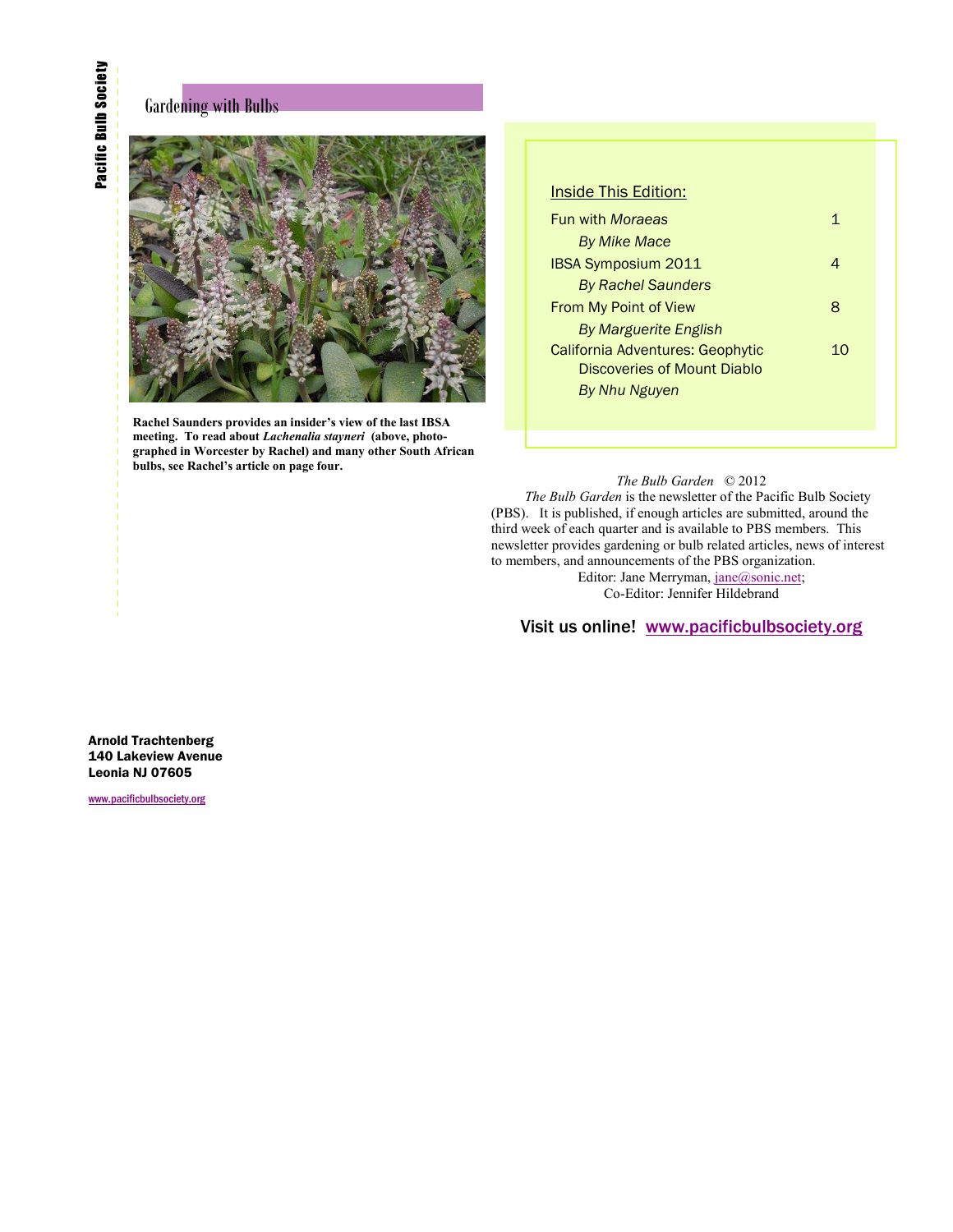Gardening with Bulbs

**Rachel Saunders provides an insider's view of the last IBSA meeting. To read about *Lachenalia stayneri* (above, photographed in Worcester by Rachel) and many other South African bulbs, see Rachel's article on page four.**

Inside This Edition:

| | |
|---|---|
| Fun with *Moraeas* *By Mike Mace* | 1 |
| IBSA Symposium 2011 *By Rachel Saunders* | 4 |
| From My Point of View *By Marguerite English* | 8 |
| California Adventures: Geophytic Discoveries of Mount Diablo *By Nhu Nguyen* | 10 |

*The Bulb Garden* © 2012

*The Bulb Garden* is the newsletter of the Pacific Bulb Society (PBS). It is published, if enough articles are submitted, around the third week of each quarter and is available to PBS members. This newsletter provides gardening or bulb related articles, news of interest to members, and announcements of the PBS organization.

Editor: Jane Merryman, jane@sonic.net;
Co-Editor: Jennifer Hildebrand

Visit us online! www.pacificbulbsociety.org

**Arnold Trachtenberg**
**140 Lakeview Avenue**
**Leonia NJ 07605**

www.pacificbulbsociety.org